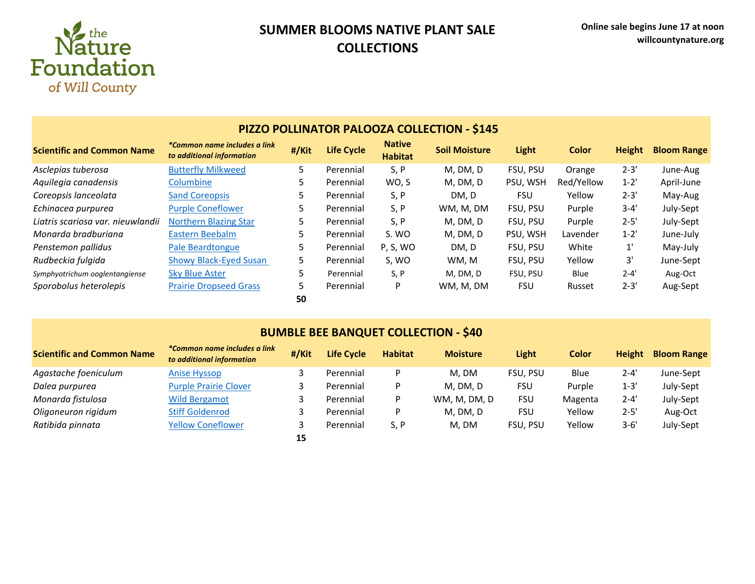the Nature Foundation of Will County

# SUMMER BLOOMS NATIVE PLANT SALE COLLECTIONS

**Online sale begins June 17 at noon**
**willcountynature.org**

## PIZZO POLLINATOR PALOOZA COLLECTION - $145

| Scientific and Common Name | *Common name includes a link to additional information | #/Kit | Life Cycle | Native Habitat | Soil Moisture | Light | Color | Height | Bloom Range |
|---|---|---|---|---|---|---|---|---|---|
| *Asclepias tuberosa* | Butterfly Milkweed | 5 | Perennial | S, P | M, DM, D | FSU, PSU | Orange | 2-3' | June-Aug |
| *Aquilegia canadensis* | Columbine | 5 | Perennial | WO, S | M, DM, D | PSU, WSH | Red/Yellow | 1-2' | April-June |
| *Coreopsis lanceolata* | Sand Coreopsis | 5 | Perennial | S, P | DM, D | FSU | Yellow | 2-3' | May-Aug |
| *Echinacea purpurea* | Purple Coneflower | 5 | Perennial | S, P | WM, M, DM | FSU, PSU | Purple | 3-4' | July-Sept |
| *Liatris scariosa var. nieuwlandii* | Northern Blazing Star | 5 | Perennial | S, P | M, DM, D | FSU, PSU | Purple | 2-5' | July-Sept |
| *Monarda bradburiana* | Eastern Beebalm | 5 | Perennial | S. WO | M, DM, D | PSU, WSH | Lavender | 1-2' | June-July |
| *Penstemon pallidus* | Pale Beardtongue | 5 | Perennial | P, S, WO | DM, D | FSU, PSU | White | 1' | May-July |
| *Rudbeckia fulgida* | Showy Black-Eyed Susan | 5 | Perennial | S, WO | WM, M | FSU, PSU | Yellow | 3' | June-Sept |
| *Symphyotrichum ooglentangiense* | Sky Blue Aster | 5 | Perennial | S, P | M, DM, D | FSU, PSU | Blue | 2-4' | Aug-Oct |
| *Sporobolus heterolepis* | Prairie Dropseed Grass | 5 | Perennial | P | WM, M, DM | FSU | Russet | 2-3' | Aug-Sept |
| | | **50** | | | | | | | |

## BUMBLE BEE BANQUET COLLECTION - $40

| Scientific and Common Name | *Common name includes a link to additional information | #/Kit | Life Cycle | Habitat | Moisture | Light | Color | Height | Bloom Range |
|---|---|---|---|---|---|---|---|---|---|
| *Agastache foeniculum* | Anise Hyssop | 3 | Perennial | P | M, DM | FSU, PSU | Blue | 2-4' | June-Sept |
| *Dalea purpurea* | Purple Prairie Clover | 3 | Perennial | P | M, DM, D | FSU | Purple | 1-3' | July-Sept |
| *Monarda fistulosa* | Wild Bergamot | 3 | Perennial | P | WM, M, DM, D | FSU | Magenta | 2-4' | July-Sept |
| *Oligoneuron rigidum* | Stiff Goldenrod | 3 | Perennial | P | M, DM, D | FSU | Yellow | 2-5' | Aug-Oct |
| *Ratibida pinnata* | Yellow Coneflower | 3 | Perennial | S, P | M, DM | FSU, PSU | Yellow | 3-6' | July-Sept |
| | | **15** | | | | | | | |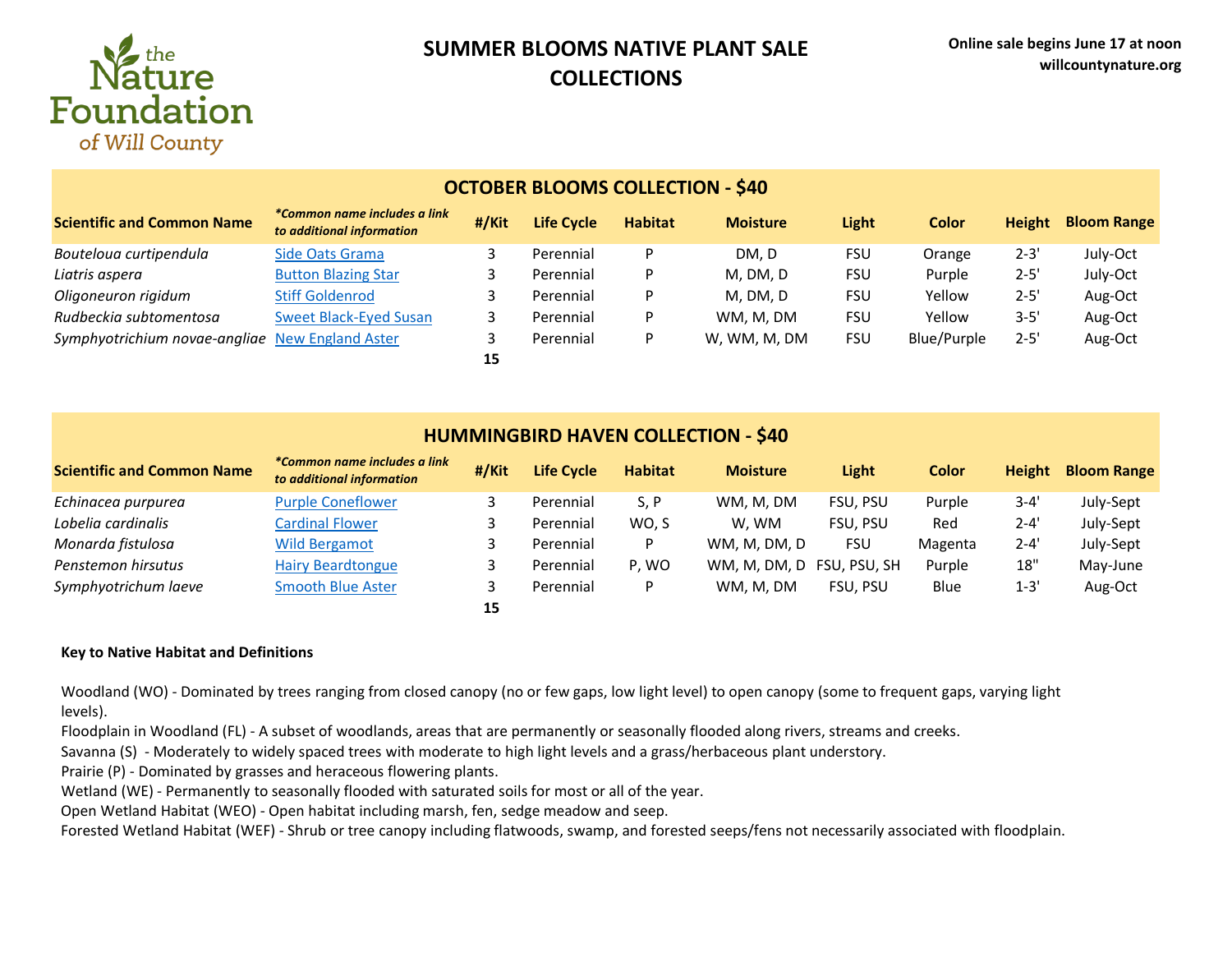# SUMMER BLOOMS NATIVE PLANT SALE COLLECTIONS

**Online sale begins June 17 at noon**
**willcountynature.org**

## OCTOBER BLOOMS COLLECTION - $40

| Scientific and Common Name | *Common name includes a link to additional information | #/Kit | Life Cycle | Habitat | Moisture | Light | Color | Height | Bloom Range |
|---|---|---|---|---|---|---|---|---|---|
| *Bouteloua curtipendula* | Side Oats Grama | 3 | Perennial | P | DM, D | FSU | Orange | 2-3' | July-Oct |
| *Liatris aspera* | Button Blazing Star | 3 | Perennial | P | M, DM, D | FSU | Purple | 2-5' | July-Oct |
| *Oligoneuron rigidum* | Stiff Goldenrod | 3 | Perennial | P | M, DM, D | FSU | Yellow | 2-5' | Aug-Oct |
| *Rudbeckia subtomentosa* | Sweet Black-Eyed Susan | 3 | Perennial | P | WM, M, DM | FSU | Yellow | 3-5' | Aug-Oct |
| *Symphyotrichium novae-angliae* | New England Aster | 3 | Perennial | P | W, WM, M, DM | FSU | Blue/Purple | 2-5' | Aug-Oct |
| | | **15** | | | | | | | |

## HUMMINGBIRD HAVEN COLLECTION - $40

| Scientific and Common Name | *Common name includes a link to additional information | #/Kit | Life Cycle | Habitat | Moisture | Light | Color | Height | Bloom Range |
|---|---|---|---|---|---|---|---|---|---|
| *Echinacea purpurea* | Purple Coneflower | 3 | Perennial | S, P | WM, M, DM | FSU, PSU | Purple | 3-4' | July-Sept |
| *Lobelia cardinalis* | Cardinal Flower | 3 | Perennial | WO, S | W, WM | FSU, PSU | Red | 2-4' | July-Sept |
| *Monarda fistulosa* | Wild Bergamot | 3 | Perennial | P | WM, M, DM, D | FSU | Magenta | 2-4' | July-Sept |
| *Penstemon hirsutus* | Hairy Beardtongue | 3 | Perennial | P, WO | WM, M, DM, D | FSU, PSU, SH | Purple | 18" | May-June |
| *Symphyotrichum laeve* | Smooth Blue Aster | 3 | Perennial | P | WM, M, DM | FSU, PSU | Blue | 1-3' | Aug-Oct |
| | | **15** | | | | | | | |

**Key to Native Habitat and Definitions**

Woodland (WO) - Dominated by trees ranging from closed canopy (no or few gaps, low light level) to open canopy (some to frequent gaps, varying light levels).

Floodplain in Woodland (FL) - A subset of woodlands, areas that are permanently or seasonally flooded along rivers, streams and creeks.

Savanna (S) - Moderately to widely spaced trees with moderate to high light levels and a grass/herbaceous plant understory.

Prairie (P) - Dominated by grasses and heraceous flowering plants.

Wetland (WE) - Permanently to seasonally flooded with saturated soils for most or all of the year.

Open Wetland Habitat (WEO) - Open habitat including marsh, fen, sedge meadow and seep.

Forested Wetland Habitat (WEF) - Shrub or tree canopy including flatwoods, swamp, and forested seeps/fens not necessarily associated with floodplain.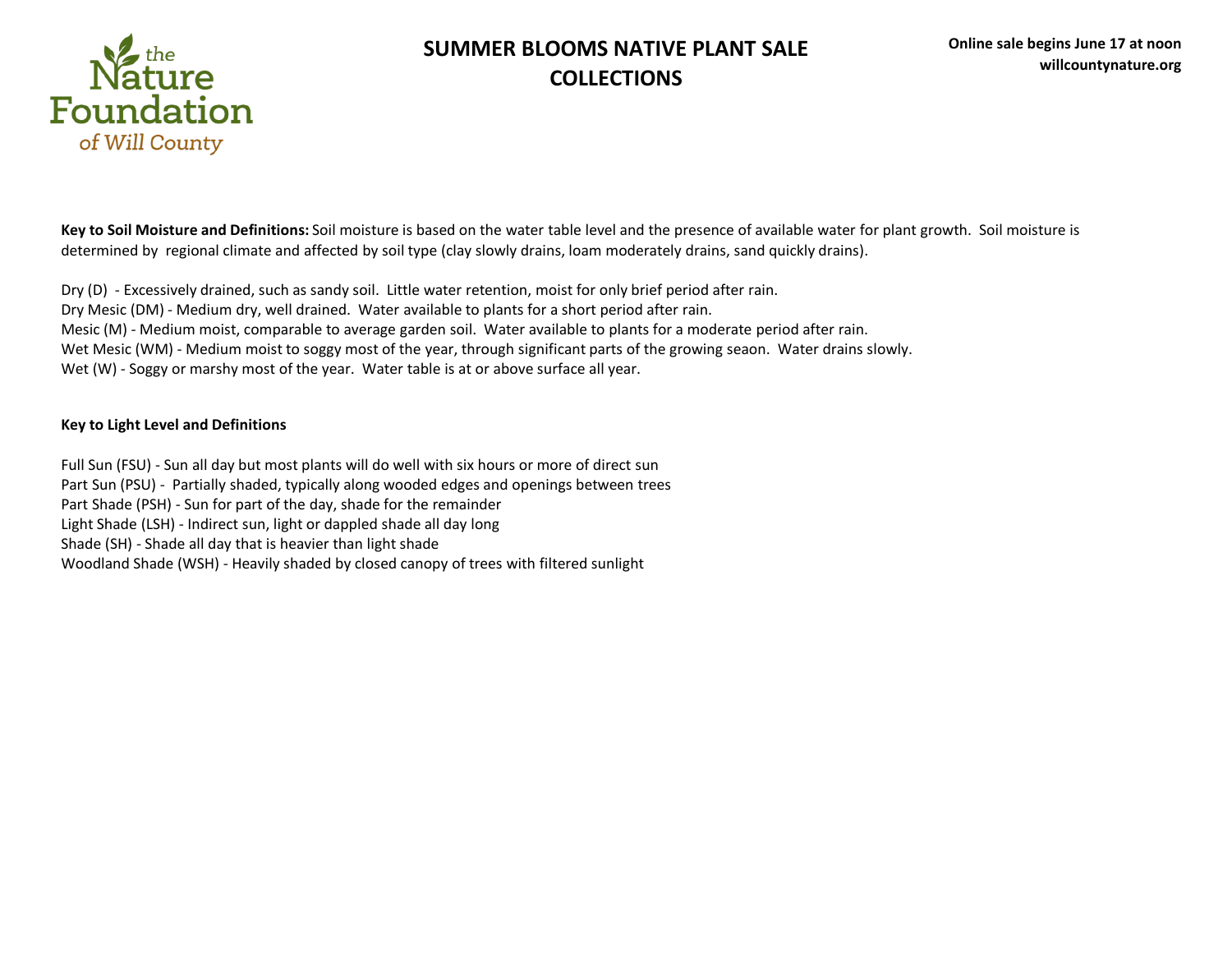# SUMMER BLOOMS NATIVE PLANT SALE COLLECTIONS

**Online sale begins June 17 at noon**
**willcountynature.org**

**Key to Soil Moisture and Definitions:** Soil moisture is based on the water table level and the presence of available water for plant growth. Soil moisture is determined by regional climate and affected by soil type (clay slowly drains, loam moderately drains, sand quickly drains).

Dry (D) - Excessively drained, such as sandy soil. Little water retention, moist for only brief period after rain.
Dry Mesic (DM) - Medium dry, well drained. Water available to plants for a short period after rain.
Mesic (M) - Medium moist, comparable to average garden soil. Water available to plants for a moderate period after rain.
Wet Mesic (WM) - Medium moist to soggy most of the year, through significant parts of the growing seaon. Water drains slowly.
Wet (W) - Soggy or marshy most of the year. Water table is at or above surface all year.

**Key to Light Level and Definitions**

Full Sun (FSU) - Sun all day but most plants will do well with six hours or more of direct sun
Part Sun (PSU) - Partially shaded, typically along wooded edges and openings between trees
Part Shade (PSH) - Sun for part of the day, shade for the remainder
Light Shade (LSH) - Indirect sun, light or dappled shade all day long
Shade (SH) - Shade all day that is heavier than light shade
Woodland Shade (WSH) - Heavily shaded by closed canopy of trees with filtered sunlight